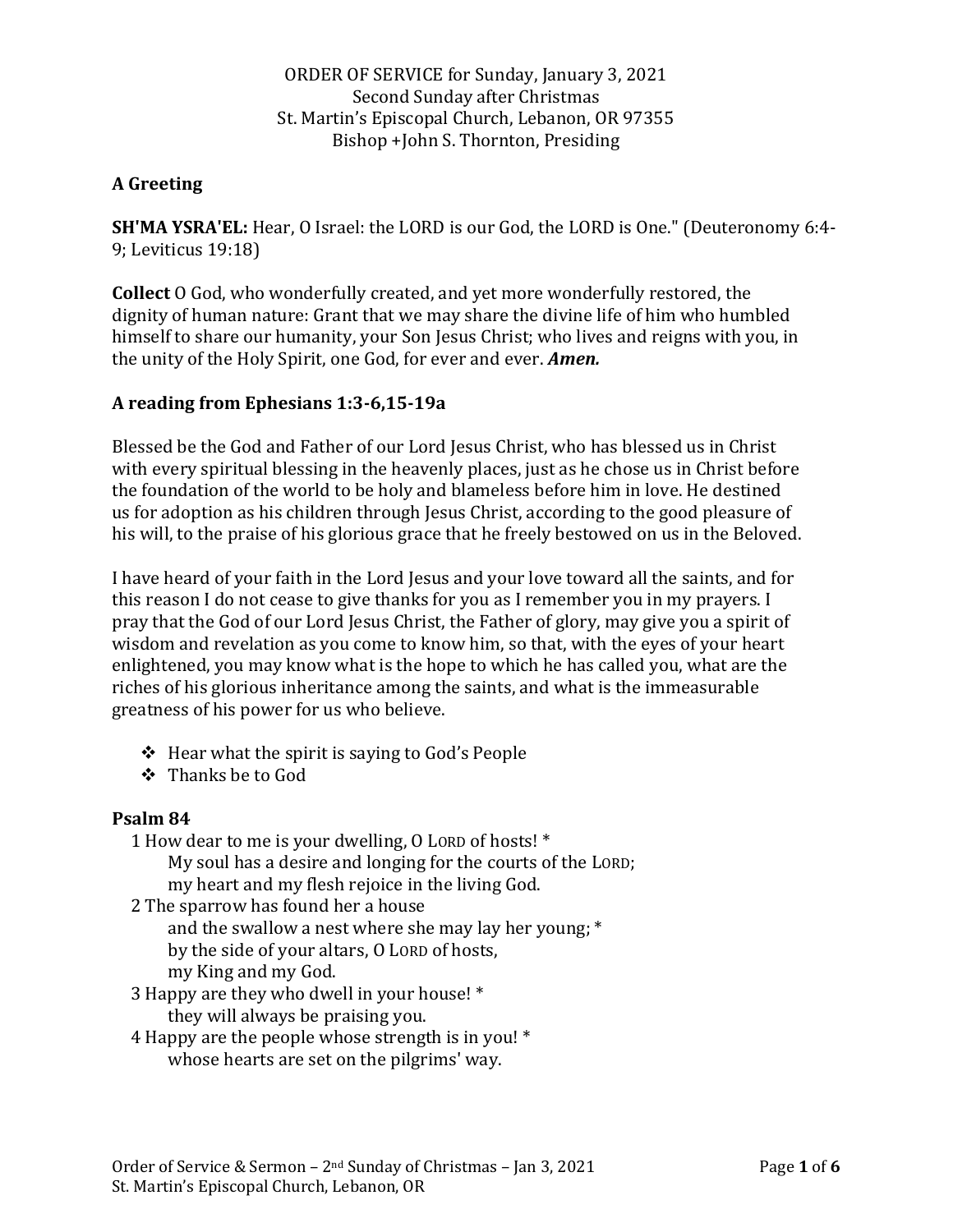ORDER OF SERVICE for Sunday, January 3, 2021
Second Sunday after Christmas
St. Martin's Episcopal Church, Lebanon, OR 97355
Bishop +John S. Thornton, Presiding

**A Greeting**

**SH'MA YSRA'EL:** Hear, O Israel: the LORD is our God, the LORD is One." (Deuteronomy 6:4-9; Leviticus 19:18)

**Collect** O God, who wonderfully created, and yet more wonderfully restored, the dignity of human nature: Grant that we may share the divine life of him who humbled himself to share our humanity, your Son Jesus Christ; who lives and reigns with you, in the unity of the Holy Spirit, one God, for ever and ever. ***Amen.***

**A reading from Ephesians 1:3-6,15-19a**

Blessed be the God and Father of our Lord Jesus Christ, who has blessed us in Christ with every spiritual blessing in the heavenly places, just as he chose us in Christ before the foundation of the world to be holy and blameless before him in love. He destined us for adoption as his children through Jesus Christ, according to the good pleasure of his will, to the praise of his glorious grace that he freely bestowed on us in the Beloved.

I have heard of your faith in the Lord Jesus and your love toward all the saints, and for this reason I do not cease to give thanks for you as I remember you in my prayers. I pray that the God of our Lord Jesus Christ, the Father of glory, may give you a spirit of wisdom and revelation as you come to know him, so that, with the eyes of your heart enlightened, you may know what is the hope to which he has called you, what are the riches of his glorious inheritance among the saints, and what is the immeasurable greatness of his power for us who believe.

- Hear what the spirit is saying to God's People
- Thanks be to God

**Psalm 84**

1 How dear to me is your dwelling, O LORD of hosts! *
  My soul has a desire and longing for the courts of the LORD;
  my heart and my flesh rejoice in the living God.
2 The sparrow has found her a house
  and the swallow a nest where she may lay her young; *
  by the side of your altars, O LORD of hosts,
  my King and my God.
3 Happy are they who dwell in your house! *
  they will always be praising you.
4 Happy are the people whose strength is in you! *
  whose hearts are set on the pilgrims' way.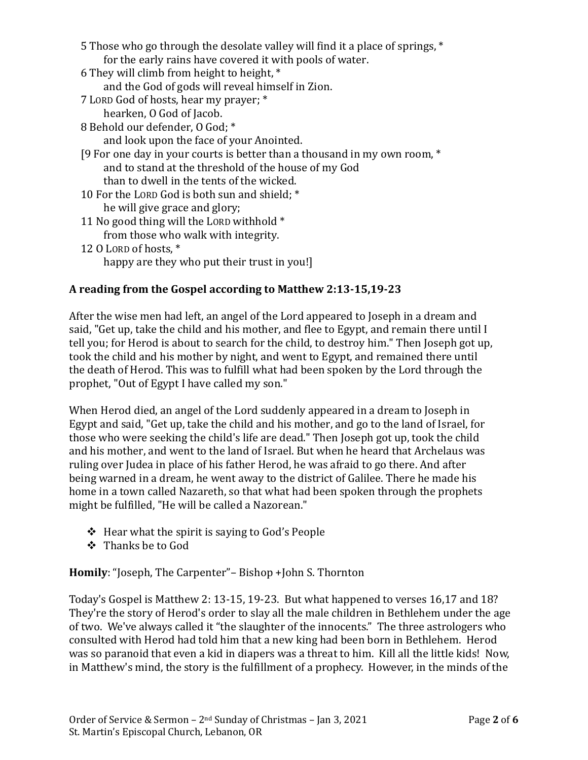5 Those who go through the desolate valley will find it a place of springs, *
  for the early rains have covered it with pools of water.
6 They will climb from height to height, *
  and the God of gods will reveal himself in Zion.
7 LORD God of hosts, hear my prayer; *
  hearken, O God of Jacob.
8 Behold our defender, O God; *
  and look upon the face of your Anointed.
[9 For one day in your courts is better than a thousand in my own room, *
  and to stand at the threshold of the house of my God
  than to dwell in the tents of the wicked.
10 For the LORD God is both sun and shield; *
  he will give grace and glory;
11 No good thing will the LORD withhold *
  from those who walk with integrity.
12 O LORD of hosts, *
  happy are they who put their trust in you!]

**A reading from the Gospel according to Matthew 2:13-15,19-23**

After the wise men had left, an angel of the Lord appeared to Joseph in a dream and said, "Get up, take the child and his mother, and flee to Egypt, and remain there until I tell you; for Herod is about to search for the child, to destroy him." Then Joseph got up, took the child and his mother by night, and went to Egypt, and remained there until the death of Herod. This was to fulfill what had been spoken by the Lord through the prophet, "Out of Egypt I have called my son."

When Herod died, an angel of the Lord suddenly appeared in a dream to Joseph in Egypt and said, "Get up, take the child and his mother, and go to the land of Israel, for those who were seeking the child's life are dead." Then Joseph got up, took the child and his mother, and went to the land of Israel. But when he heard that Archelaus was ruling over Judea in place of his father Herod, he was afraid to go there. And after being warned in a dream, he went away to the district of Galilee. There he made his home in a town called Nazareth, so that what had been spoken through the prophets might be fulfilled, "He will be called a Nazorean."

- Hear what the spirit is saying to God's People
- Thanks be to God

**Homily**: "Joseph, The Carpenter"– Bishop +John S. Thornton

Today's Gospel is Matthew 2: 13-15, 19-23. But what happened to verses 16,17 and 18? They're the story of Herod's order to slay all the male children in Bethlehem under the age of two. We've always called it "the slaughter of the innocents." The three astrologers who consulted with Herod had told him that a new king had been born in Bethlehem. Herod was so paranoid that even a kid in diapers was a threat to him. Kill all the little kids! Now, in Matthew's mind, the story is the fulfillment of a prophecy. However, in the minds of the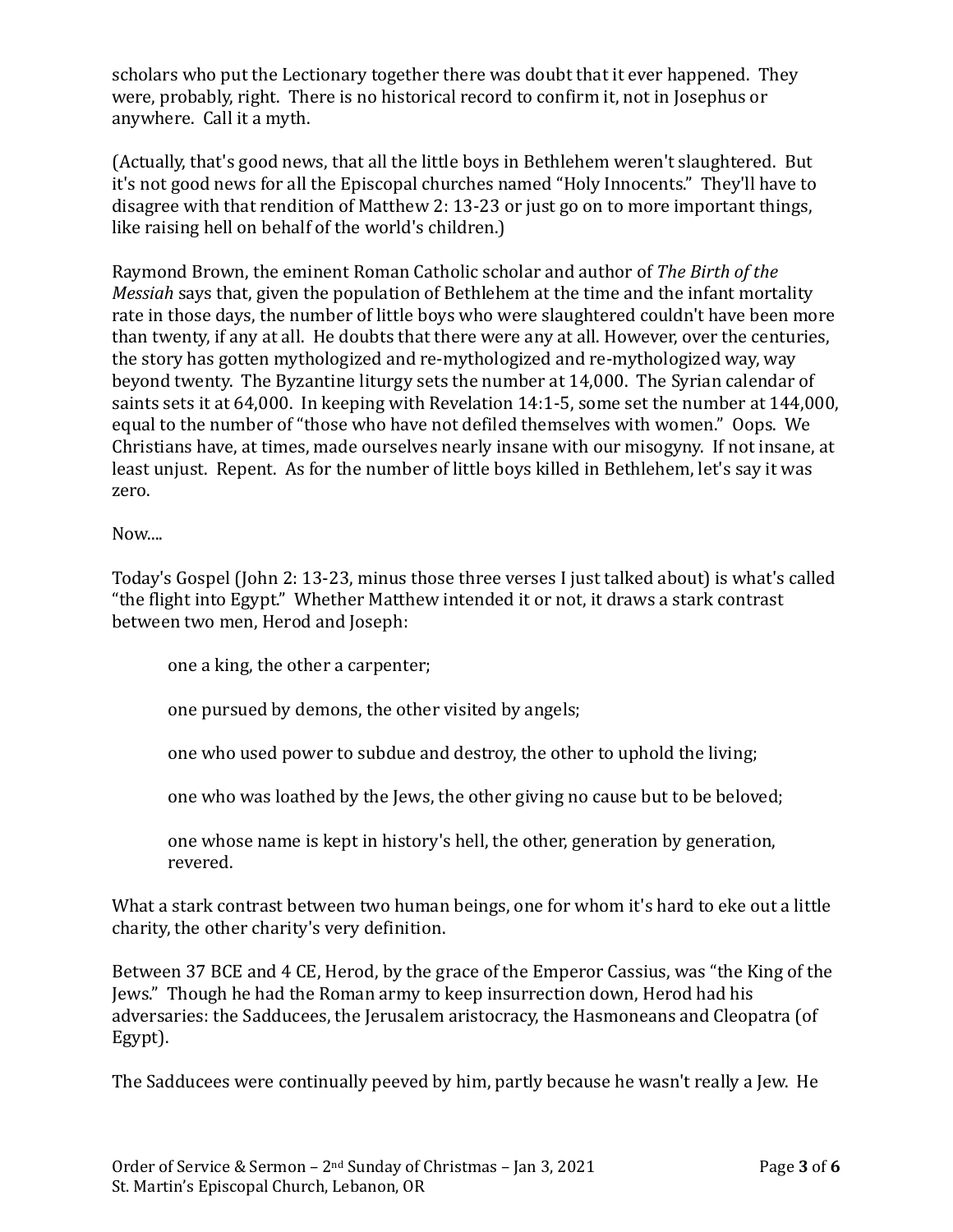scholars who put the Lectionary together there was doubt that it ever happened. They were, probably, right. There is no historical record to confirm it, not in Josephus or anywhere. Call it a myth.

(Actually, that's good news, that all the little boys in Bethlehem weren't slaughtered. But it's not good news for all the Episcopal churches named "Holy Innocents." They'll have to disagree with that rendition of Matthew 2: 13-23 or just go on to more important things, like raising hell on behalf of the world's children.)

Raymond Brown, the eminent Roman Catholic scholar and author of *The Birth of the Messiah* says that, given the population of Bethlehem at the time and the infant mortality rate in those days, the number of little boys who were slaughtered couldn't have been more than twenty, if any at all. He doubts that there were any at all. However, over the centuries, the story has gotten mythologized and re-mythologized and re-mythologized way, way beyond twenty. The Byzantine liturgy sets the number at 14,000. The Syrian calendar of saints sets it at 64,000. In keeping with Revelation 14:1-5, some set the number at 144,000, equal to the number of "those who have not defiled themselves with women." Oops. We Christians have, at times, made ourselves nearly insane with our misogyny. If not insane, at least unjust. Repent. As for the number of little boys killed in Bethlehem, let's say it was zero.

Now....

Today's Gospel (John 2: 13-23, minus those three verses I just talked about) is what's called "the flight into Egypt." Whether Matthew intended it or not, it draws a stark contrast between two men, Herod and Joseph:

> one a king, the other a carpenter;
>
> one pursued by demons, the other visited by angels;
>
> one who used power to subdue and destroy, the other to uphold the living;
>
> one who was loathed by the Jews, the other giving no cause but to be beloved;
>
> one whose name is kept in history's hell, the other, generation by generation, revered.

What a stark contrast between two human beings, one for whom it's hard to eke out a little charity, the other charity's very definition.

Between 37 BCE and 4 CE, Herod, by the grace of the Emperor Cassius, was "the King of the Jews." Though he had the Roman army to keep insurrection down, Herod had his adversaries: the Sadducees, the Jerusalem aristocracy, the Hasmoneans and Cleopatra (of Egypt).

The Sadducees were continually peeved by him, partly because he wasn't really a Jew. He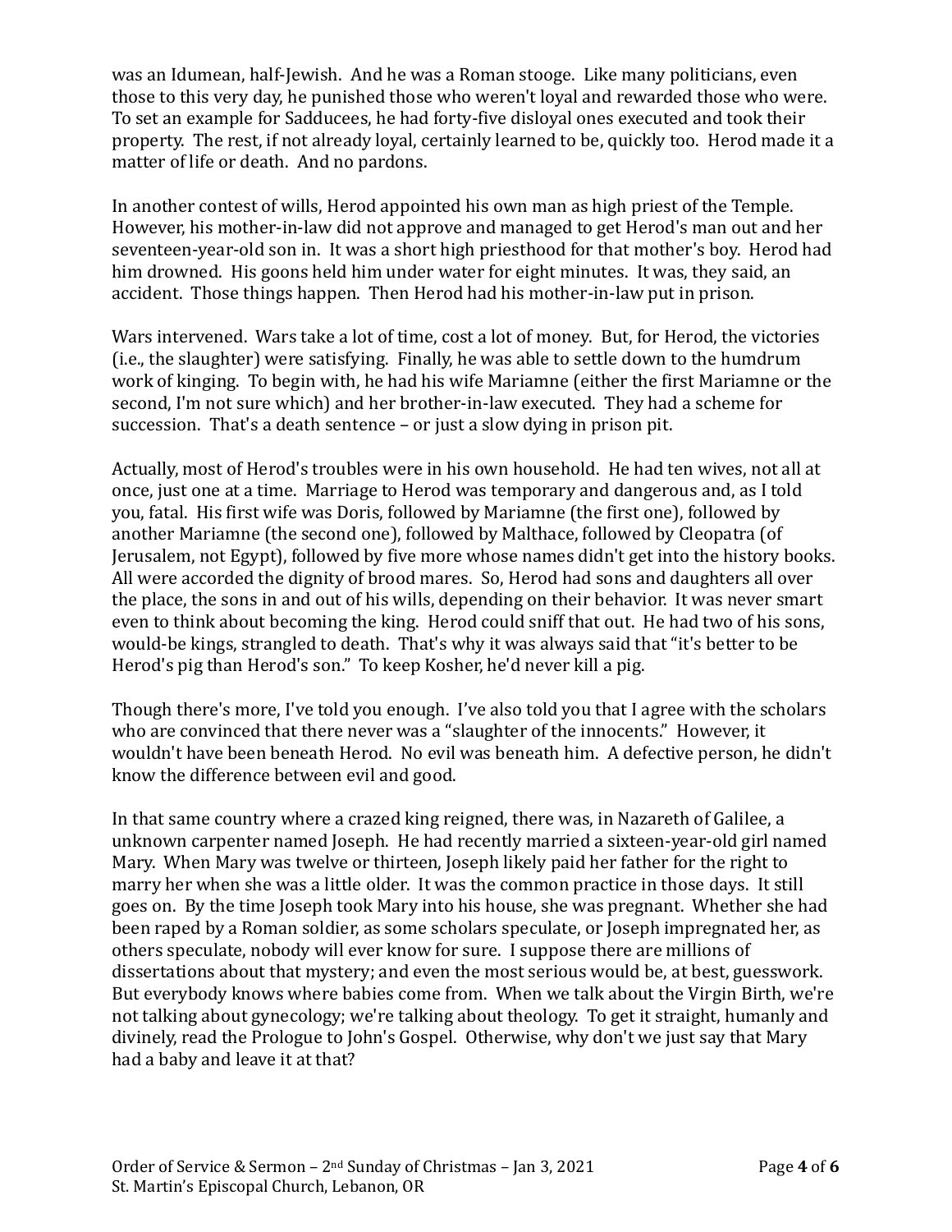was an Idumean, half-Jewish. And he was a Roman stooge. Like many politicians, even those to this very day, he punished those who weren't loyal and rewarded those who were. To set an example for Sadducees, he had forty-five disloyal ones executed and took their property. The rest, if not already loyal, certainly learned to be, quickly too. Herod made it a matter of life or death. And no pardons.

In another contest of wills, Herod appointed his own man as high priest of the Temple. However, his mother-in-law did not approve and managed to get Herod's man out and her seventeen-year-old son in. It was a short high priesthood for that mother's boy. Herod had him drowned. His goons held him under water for eight minutes. It was, they said, an accident. Those things happen. Then Herod had his mother-in-law put in prison.

Wars intervened. Wars take a lot of time, cost a lot of money. But, for Herod, the victories (i.e., the slaughter) were satisfying. Finally, he was able to settle down to the humdrum work of kinging. To begin with, he had his wife Mariamne (either the first Mariamne or the second, I'm not sure which) and her brother-in-law executed. They had a scheme for succession. That's a death sentence – or just a slow dying in prison pit.

Actually, most of Herod's troubles were in his own household. He had ten wives, not all at once, just one at a time. Marriage to Herod was temporary and dangerous and, as I told you, fatal. His first wife was Doris, followed by Mariamne (the first one), followed by another Mariamne (the second one), followed by Malthace, followed by Cleopatra (of Jerusalem, not Egypt), followed by five more whose names didn't get into the history books. All were accorded the dignity of brood mares. So, Herod had sons and daughters all over the place, the sons in and out of his wills, depending on their behavior. It was never smart even to think about becoming the king. Herod could sniff that out. He had two of his sons, would-be kings, strangled to death. That's why it was always said that "it's better to be Herod's pig than Herod's son." To keep Kosher, he'd never kill a pig.

Though there's more, I've told you enough. I've also told you that I agree with the scholars who are convinced that there never was a "slaughter of the innocents." However, it wouldn't have been beneath Herod. No evil was beneath him. A defective person, he didn't know the difference between evil and good.

In that same country where a crazed king reigned, there was, in Nazareth of Galilee, a unknown carpenter named Joseph. He had recently married a sixteen-year-old girl named Mary. When Mary was twelve or thirteen, Joseph likely paid her father for the right to marry her when she was a little older. It was the common practice in those days. It still goes on. By the time Joseph took Mary into his house, she was pregnant. Whether she had been raped by a Roman soldier, as some scholars speculate, or Joseph impregnated her, as others speculate, nobody will ever know for sure. I suppose there are millions of dissertations about that mystery; and even the most serious would be, at best, guesswork. But everybody knows where babies come from. When we talk about the Virgin Birth, we're not talking about gynecology; we're talking about theology. To get it straight, humanly and divinely, read the Prologue to John's Gospel. Otherwise, why don't we just say that Mary had a baby and leave it at that?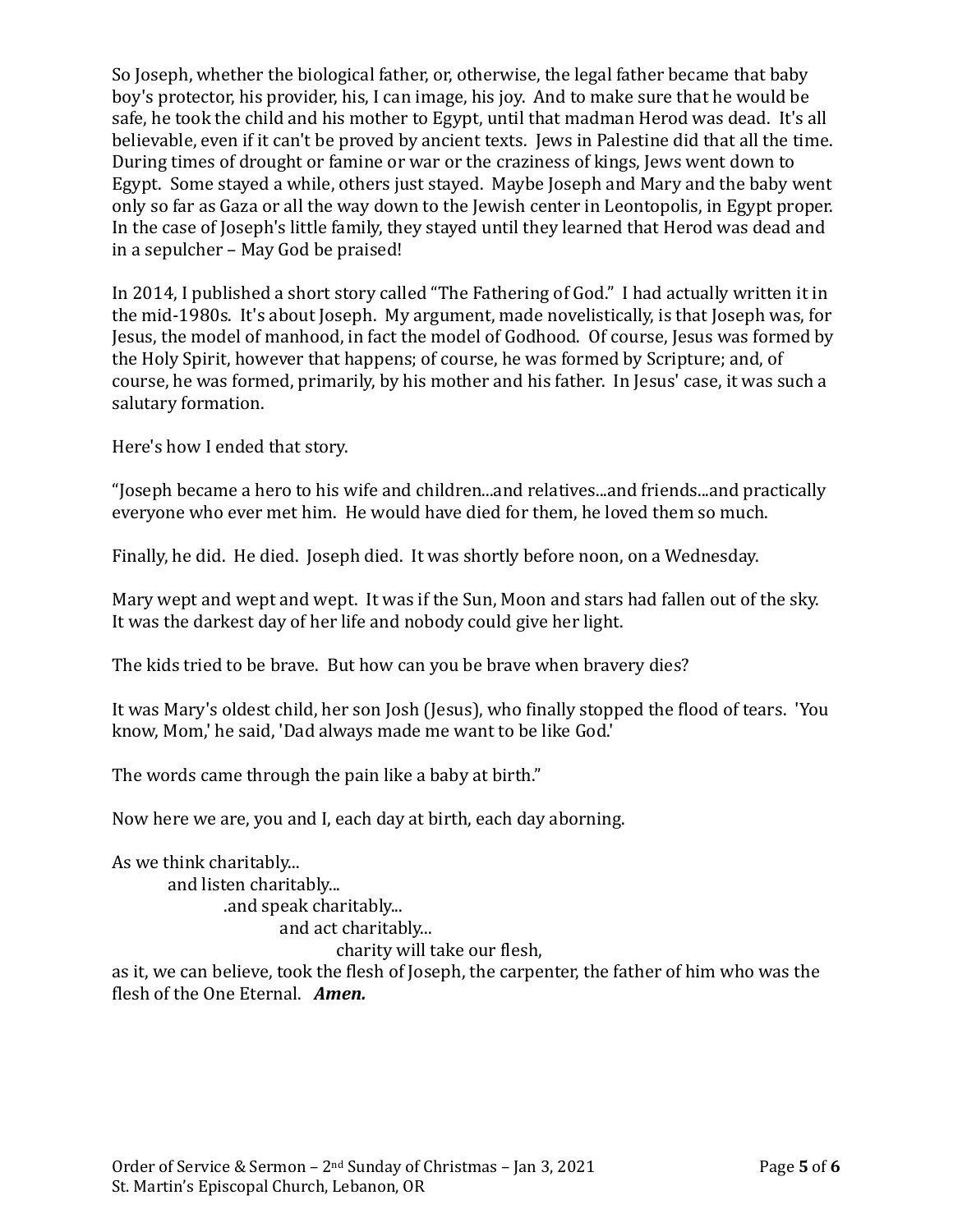So Joseph, whether the biological father, or, otherwise, the legal father became that baby boy's protector, his provider, his, I can image, his joy. And to make sure that he would be safe, he took the child and his mother to Egypt, until that madman Herod was dead. It's all believable, even if it can't be proved by ancient texts. Jews in Palestine did that all the time. During times of drought or famine or war or the craziness of kings, Jews went down to Egypt. Some stayed a while, others just stayed. Maybe Joseph and Mary and the baby went only so far as Gaza or all the way down to the Jewish center in Leontopolis, in Egypt proper. In the case of Joseph's little family, they stayed until they learned that Herod was dead and in a sepulcher – May God be praised!

In 2014, I published a short story called "The Fathering of God." I had actually written it in the mid-1980s. It's about Joseph. My argument, made novelistically, is that Joseph was, for Jesus, the model of manhood, in fact the model of Godhood. Of course, Jesus was formed by the Holy Spirit, however that happens; of course, he was formed by Scripture; and, of course, he was formed, primarily, by his mother and his father. In Jesus' case, it was such a salutary formation.

Here's how I ended that story.

"Joseph became a hero to his wife and children...and relatives...and friends...and practically everyone who ever met him. He would have died for them, he loved them so much.

Finally, he did. He died. Joseph died. It was shortly before noon, on a Wednesday.

Mary wept and wept and wept. It was if the Sun, Moon and stars had fallen out of the sky. It was the darkest day of her life and nobody could give her light.

The kids tried to be brave. But how can you be brave when bravery dies?

It was Mary's oldest child, her son Josh (Jesus), who finally stopped the flood of tears. 'You know, Mom,' he said, 'Dad always made me want to be like God.'

The words came through the pain like a baby at birth."

Now here we are, you and I, each day at birth, each day aborning.

As we think charitably...
and listen charitably...
.and speak charitably...
and act charitably...
charity will take our flesh,
as it, we can believe, took the flesh of Joseph, the carpenter, the father of him who was the flesh of the One Eternal. ***Amen.***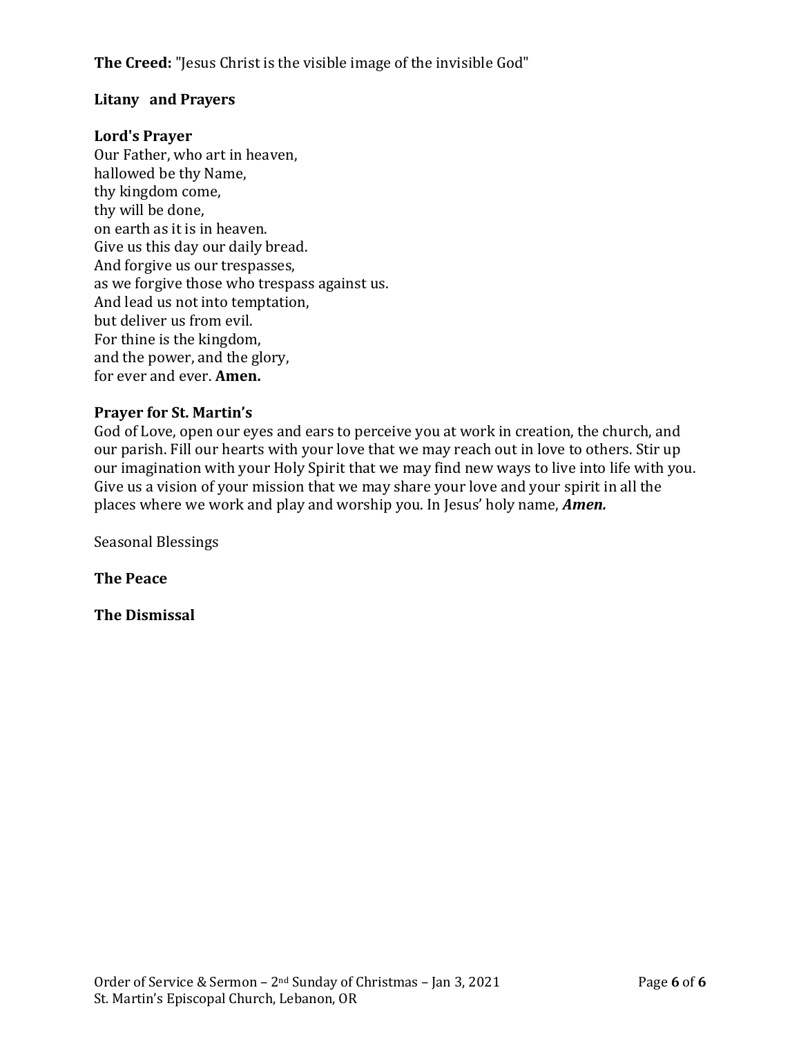**The Creed:** "Jesus Christ is the visible image of the invisible God"

**Litany and Prayers**

**Lord's Prayer**
Our Father, who art in heaven,
hallowed be thy Name,
thy kingdom come,
thy will be done,
on earth as it is in heaven.
Give us this day our daily bread.
And forgive us our trespasses,
as we forgive those who trespass against us.
And lead us not into temptation,
but deliver us from evil.
For thine is the kingdom,
and the power, and the glory,
for ever and ever. **Amen.**

**Prayer for St. Martin's**
God of Love, open our eyes and ears to perceive you at work in creation, the church, and our parish. Fill our hearts with your love that we may reach out in love to others. Stir up our imagination with your Holy Spirit that we may find new ways to live into life with you. Give us a vision of your mission that we may share your love and your spirit in all the places where we work and play and worship you. In Jesus' holy name, ***Amen.***

Seasonal Blessings

**The Peace**

**The Dismissal**